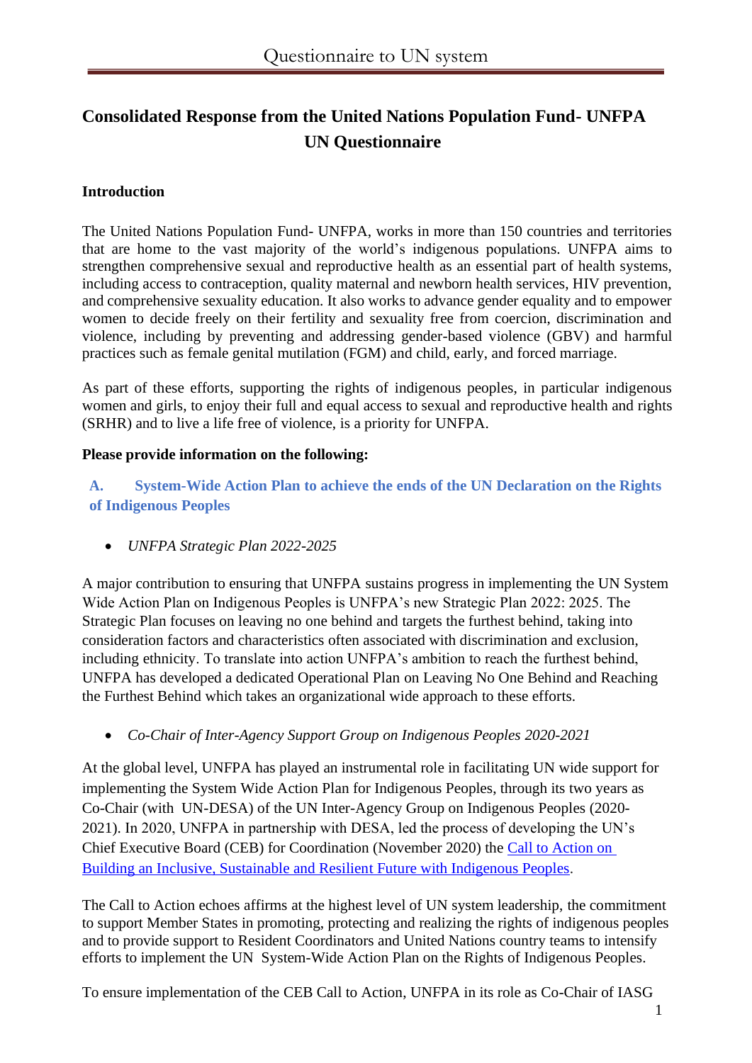# Consolidated Response from the United Nations Population Fund- UNFPA UN Questionnaire

**Introduction**

The United Nations Population Fund- UNFPA, works in more than 150 countries and territories that are home to the vast majority of the world's indigenous populations. UNFPA aims to strengthen comprehensive sexual and reproductive health as an essential part of health systems, including access to contraception, quality maternal and newborn health services, HIV prevention, and comprehensive sexuality education. It also works to advance gender equality and to empower women to decide freely on their fertility and sexuality free from coercion, discrimination and violence, including by preventing and addressing gender-based violence (GBV) and harmful practices such as female genital mutilation (FGM) and child, early, and forced marriage.

As part of these efforts, supporting the rights of indigenous peoples, in particular indigenous women and girls, to enjoy their full and equal access to sexual and reproductive health and rights (SRHR) and to live a life free of violence, is a priority for UNFPA.

**Please provide information on the following:**

## A. System-Wide Action Plan to achieve the ends of the UN Declaration on the Rights of Indigenous Peoples

- *UNFPA Strategic Plan 2022-2025*

A major contribution to ensuring that UNFPA sustains progress in implementing the UN System Wide Action Plan on Indigenous Peoples is UNFPA's new Strategic Plan 2022: 2025. The Strategic Plan focuses on leaving no one behind and targets the furthest behind, taking into consideration factors and characteristics often associated with discrimination and exclusion, including ethnicity. To translate into action UNFPA's ambition to reach the furthest behind, UNFPA has developed a dedicated Operational Plan on Leaving No One Behind and Reaching the Furthest Behind which takes an organizational wide approach to these efforts.

- *Co-Chair of Inter-Agency Support Group on Indigenous Peoples 2020-2021*

At the global level, UNFPA has played an instrumental role in facilitating UN wide support for implementing the System Wide Action Plan for Indigenous Peoples, through its two years as Co-Chair (with UN-DESA) of the UN Inter-Agency Group on Indigenous Peoples (2020-2021). In 2020, UNFPA in partnership with DESA, led the process of developing the UN's Chief Executive Board (CEB) for Coordination (November 2020) the Call to Action on Building an Inclusive, Sustainable and Resilient Future with Indigenous Peoples.

The Call to Action echoes affirms at the highest level of UN system leadership, the commitment to support Member States in promoting, protecting and realizing the rights of indigenous peoples and to provide support to Resident Coordinators and United Nations country teams to intensify efforts to implement the UN System-Wide Action Plan on the Rights of Indigenous Peoples.

To ensure implementation of the CEB Call to Action, UNFPA in its role as Co-Chair of IASG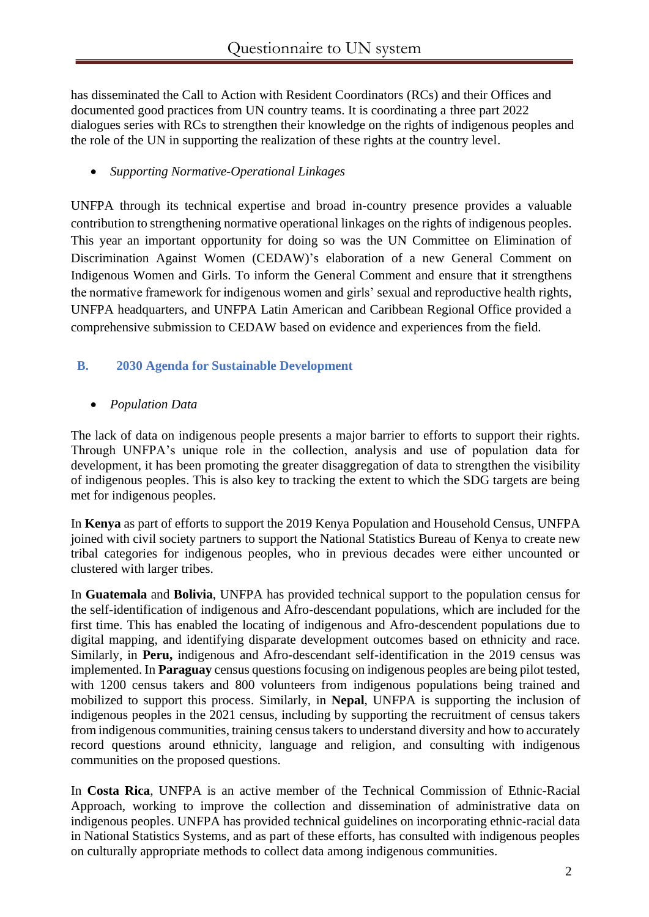has disseminated the Call to Action with Resident Coordinators (RCs) and their Offices and documented good practices from UN country teams. It is coordinating a three part 2022 dialogues series with RCs to strengthen their knowledge on the rights of indigenous peoples and the role of the UN in supporting the realization of these rights at the country level.

- *Supporting Normative-Operational Linkages*

UNFPA through its technical expertise and broad in-country presence provides a valuable contribution to strengthening normative operational linkages on the rights of indigenous peoples. This year an important opportunity for doing so was the UN Committee on Elimination of Discrimination Against Women (CEDAW)'s elaboration of a new General Comment on Indigenous Women and Girls. To inform the General Comment and ensure that it strengthens the normative framework for indigenous women and girls' sexual and reproductive health rights, UNFPA headquarters, and UNFPA Latin American and Caribbean Regional Office provided a comprehensive submission to CEDAW based on evidence and experiences from the field.

## B. 2030 Agenda for Sustainable Development

- *Population Data*

The lack of data on indigenous people presents a major barrier to efforts to support their rights. Through UNFPA's unique role in the collection, analysis and use of population data for development, it has been promoting the greater disaggregation of data to strengthen the visibility of indigenous peoples. This is also key to tracking the extent to which the SDG targets are being met for indigenous peoples.

In **Kenya** as part of efforts to support the 2019 Kenya Population and Household Census, UNFPA joined with civil society partners to support the National Statistics Bureau of Kenya to create new tribal categories for indigenous peoples, who in previous decades were either uncounted or clustered with larger tribes.

In **Guatemala** and **Bolivia**, UNFPA has provided technical support to the population census for the self-identification of indigenous and Afro-descendant populations, which are included for the first time. This has enabled the locating of indigenous and Afro-descendent populations due to digital mapping, and identifying disparate development outcomes based on ethnicity and race. Similarly, in **Peru,** indigenous and Afro-descendant self-identification in the 2019 census was implemented. In **Paraguay** census questions focusing on indigenous peoples are being pilot tested, with 1200 census takers and 800 volunteers from indigenous populations being trained and mobilized to support this process. Similarly, in **Nepal**, UNFPA is supporting the inclusion of indigenous peoples in the 2021 census, including by supporting the recruitment of census takers from indigenous communities, training census takers to understand diversity and how to accurately record questions around ethnicity, language and religion, and consulting with indigenous communities on the proposed questions.

In **Costa Rica**, UNFPA is an active member of the Technical Commission of Ethnic-Racial Approach, working to improve the collection and dissemination of administrative data on indigenous peoples. UNFPA has provided technical guidelines on incorporating ethnic-racial data in National Statistics Systems, and as part of these efforts, has consulted with indigenous peoples on culturally appropriate methods to collect data among indigenous communities.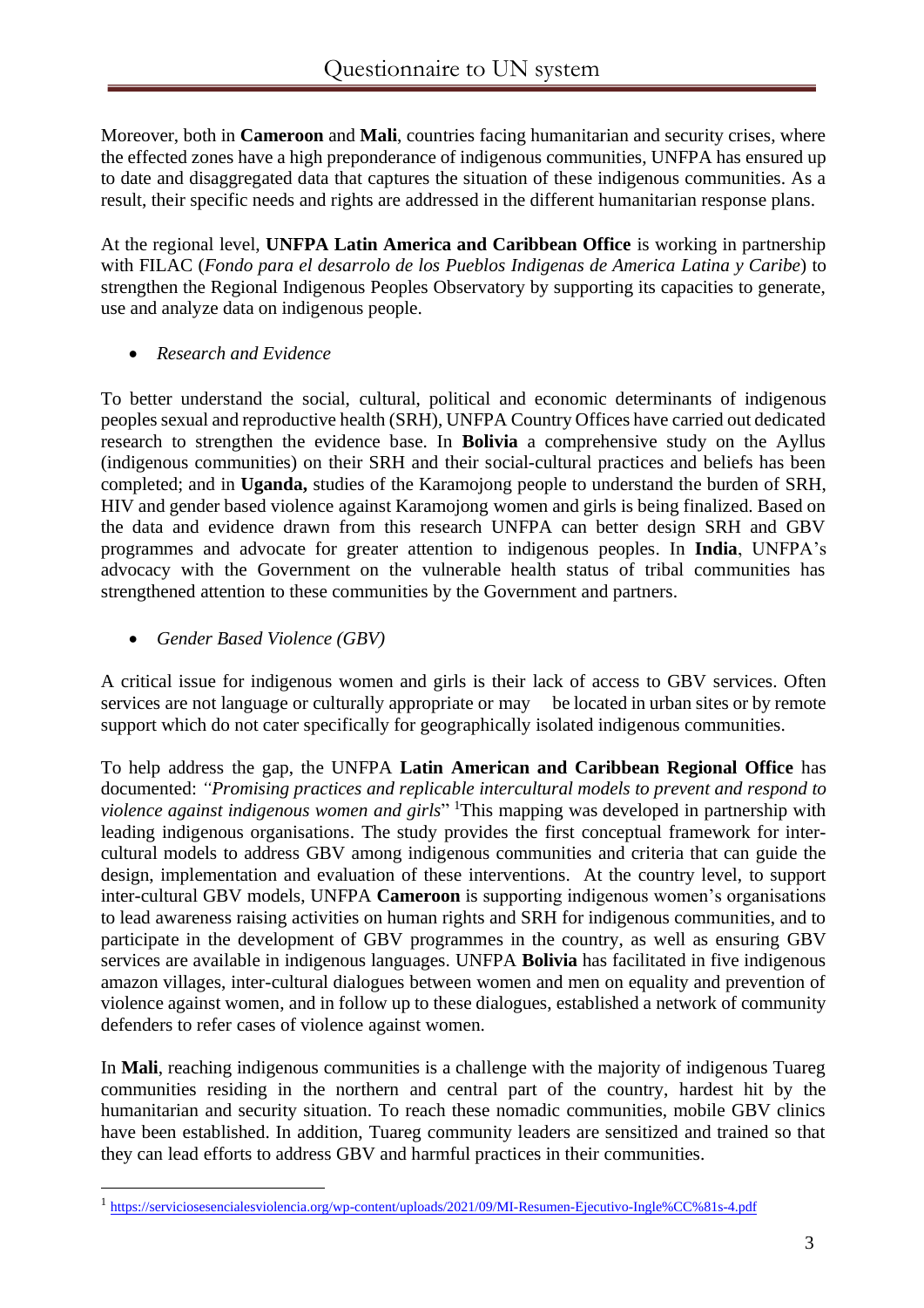Moreover, both in **Cameroon** and **Mali**, countries facing humanitarian and security crises, where the effected zones have a high preponderance of indigenous communities, UNFPA has ensured up to date and disaggregated data that captures the situation of these indigenous communities. As a result, their specific needs and rights are addressed in the different humanitarian response plans.

At the regional level, **UNFPA Latin America and Caribbean Office** is working in partnership with FILAC (*Fondo para el desarrolo de los Pueblos Indigenas de America Latina y Caribe*) to strengthen the Regional Indigenous Peoples Observatory by supporting its capacities to generate, use and analyze data on indigenous people.

- *Research and Evidence*

To better understand the social, cultural, political and economic determinants of indigenous peoples sexual and reproductive health (SRH), UNFPA Country Offices have carried out dedicated research to strengthen the evidence base. In **Bolivia** a comprehensive study on the Ayllus (indigenous communities) on their SRH and their social-cultural practices and beliefs has been completed; and in **Uganda,** studies of the Karamojong people to understand the burden of SRH, HIV and gender based violence against Karamojong women and girls is being finalized. Based on the data and evidence drawn from this research UNFPA can better design SRH and GBV programmes and advocate for greater attention to indigenous peoples. In **India**, UNFPA's advocacy with the Government on the vulnerable health status of tribal communities has strengthened attention to these communities by the Government and partners.

- *Gender Based Violence (GBV)*

A critical issue for indigenous women and girls is their lack of access to GBV services. Often services are not language or culturally appropriate or may be located in urban sites or by remote support which do not cater specifically for geographically isolated indigenous communities.

To help address the gap, the UNFPA **Latin American and Caribbean Regional Office** has documented: *"Promising practices and replicable intercultural models to prevent and respond to violence against indigenous women and girls*"[1] This mapping was developed in partnership with leading indigenous organisations. The study provides the first conceptual framework for inter-cultural models to address GBV among indigenous communities and criteria that can guide the design, implementation and evaluation of these interventions. At the country level, to support inter-cultural GBV models, UNFPA **Cameroon** is supporting indigenous women's organisations to lead awareness raising activities on human rights and SRH for indigenous communities, and to participate in the development of GBV programmes in the country, as well as ensuring GBV services are available in indigenous languages. UNFPA **Bolivia** has facilitated in five indigenous amazon villages, inter-cultural dialogues between women and men on equality and prevention of violence against women, and in follow up to these dialogues, established a network of community defenders to refer cases of violence against women.

In **Mali**, reaching indigenous communities is a challenge with the majority of indigenous Tuareg communities residing in the northern and central part of the country, hardest hit by the humanitarian and security situation. To reach these nomadic communities, mobile GBV clinics have been established. In addition, Tuareg community leaders are sensitized and trained so that they can lead efforts to address GBV and harmful practices in their communities.

---

[1] https://serviciosesencialesviolencia.org/wp-content/uploads/2021/09/MI-Resumen-Ejecutivo-Ingle%CC%81s-4.pdf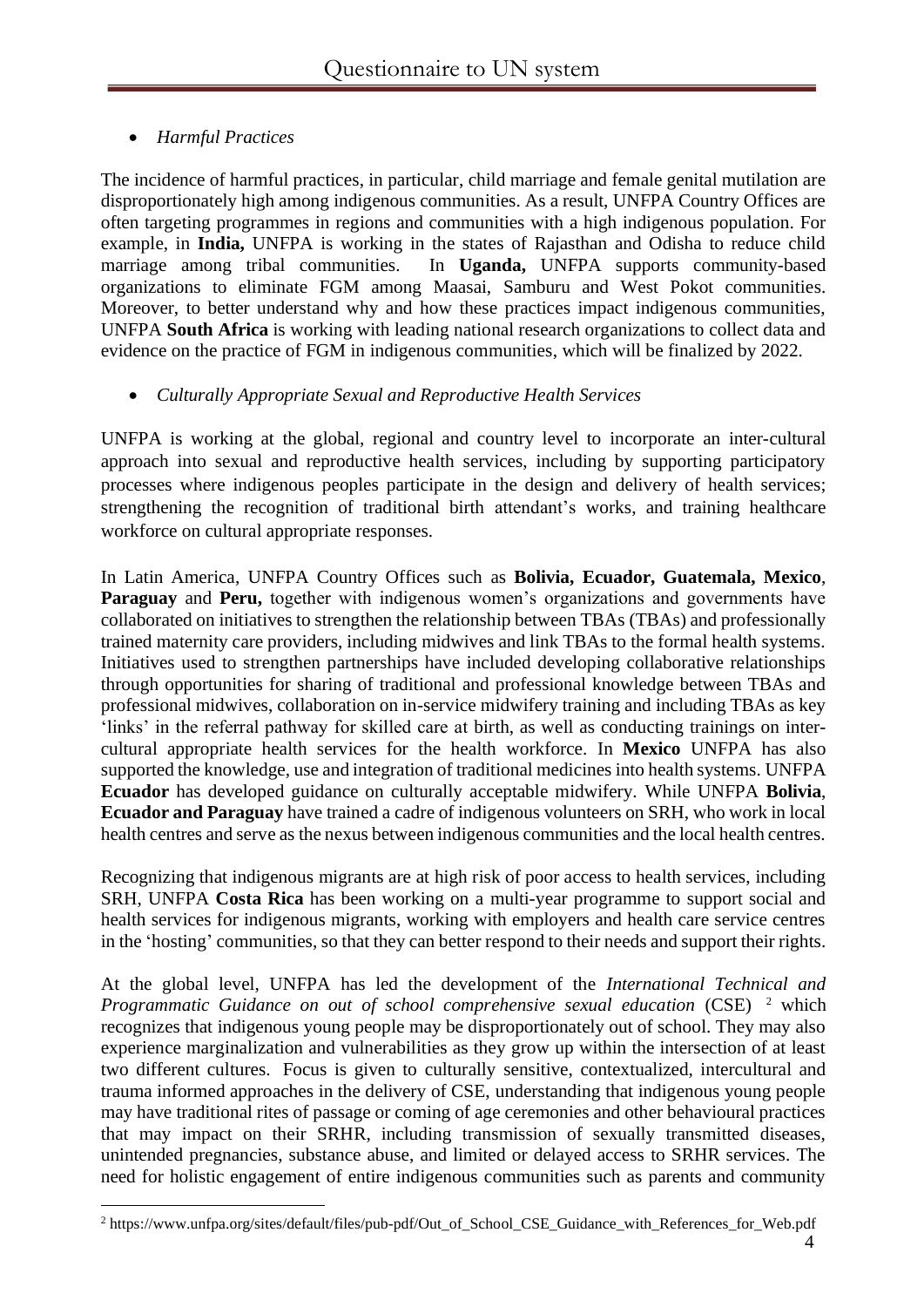- *Harmful Practices*

The incidence of harmful practices, in particular, child marriage and female genital mutilation are disproportionately high among indigenous communities. As a result, UNFPA Country Offices are often targeting programmes in regions and communities with a high indigenous population. For example, in **India,** UNFPA is working in the states of Rajasthan and Odisha to reduce child marriage among tribal communities. In **Uganda,** UNFPA supports community-based organizations to eliminate FGM among Maasai, Samburu and West Pokot communities. Moreover, to better understand why and how these practices impact indigenous communities, UNFPA **South Africa** is working with leading national research organizations to collect data and evidence on the practice of FGM in indigenous communities, which will be finalized by 2022.

- *Culturally Appropriate Sexual and Reproductive Health Services*

UNFPA is working at the global, regional and country level to incorporate an inter-cultural approach into sexual and reproductive health services, including by supporting participatory processes where indigenous peoples participate in the design and delivery of health services; strengthening the recognition of traditional birth attendant's works, and training healthcare workforce on cultural appropriate responses.

In Latin America, UNFPA Country Offices such as **Bolivia, Ecuador, Guatemala, Mexico**, **Paraguay** and **Peru,** together with indigenous women's organizations and governments have collaborated on initiatives to strengthen the relationship between TBAs (TBAs) and professionally trained maternity care providers, including midwives and link TBAs to the formal health systems. Initiatives used to strengthen partnerships have included developing collaborative relationships through opportunities for sharing of traditional and professional knowledge between TBAs and professional midwives, collaboration on in-service midwifery training and including TBAs as key 'links' in the referral pathway for skilled care at birth, as well as conducting trainings on inter-cultural appropriate health services for the health workforce. In **Mexico** UNFPA has also supported the knowledge, use and integration of traditional medicines into health systems. UNFPA **Ecuador** has developed guidance on culturally acceptable midwifery. While UNFPA **Bolivia**, **Ecuador and Paraguay** have trained a cadre of indigenous volunteers on SRH, who work in local health centres and serve as the nexus between indigenous communities and the local health centres.

Recognizing that indigenous migrants are at high risk of poor access to health services, including SRH, UNFPA **Costa Rica** has been working on a multi-year programme to support social and health services for indigenous migrants, working with employers and health care service centres in the 'hosting' communities, so that they can better respond to their needs and support their rights.

At the global level, UNFPA has led the development of the *International Technical and Programmatic Guidance on out of school comprehensive sexual education* (CSE) [2] which recognizes that indigenous young people may be disproportionately out of school. They may also experience marginalization and vulnerabilities as they grow up within the intersection of at least two different cultures. Focus is given to culturally sensitive, contextualized, intercultural and trauma informed approaches in the delivery of CSE, understanding that indigenous young people may have traditional rites of passage or coming of age ceremonies and other behavioural practices that may impact on their SRHR, including transmission of sexually transmitted diseases, unintended pregnancies, substance abuse, and limited or delayed access to SRHR services. The need for holistic engagement of entire indigenous communities such as parents and community

[2] https://www.unfpa.org/sites/default/files/pub-pdf/Out_of_School_CSE_Guidance_with_References_for_Web.pdf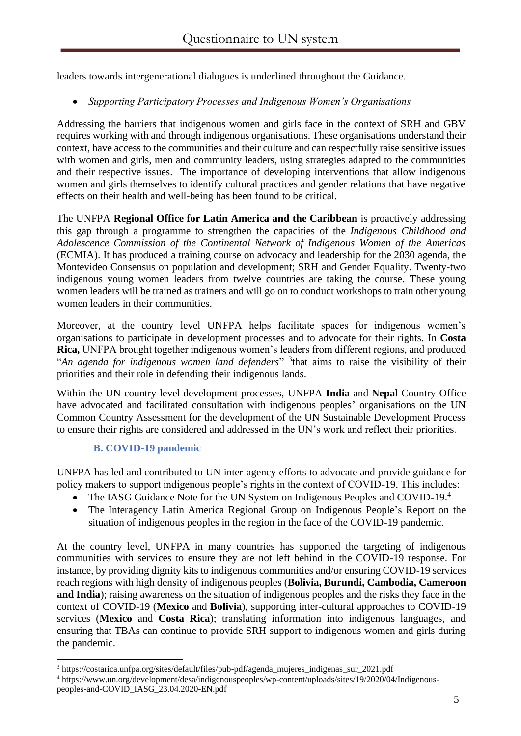leaders towards intergenerational dialogues is underlined throughout the Guidance.

- *Supporting Participatory Processes and Indigenous Women's Organisations*

Addressing the barriers that indigenous women and girls face in the context of SRH and GBV requires working with and through indigenous organisations. These organisations understand their context, have access to the communities and their culture and can respectfully raise sensitive issues with women and girls, men and community leaders, using strategies adapted to the communities and their respective issues. The importance of developing interventions that allow indigenous women and girls themselves to identify cultural practices and gender relations that have negative effects on their health and well-being has been found to be critical.

The UNFPA **Regional Office for Latin America and the Caribbean** is proactively addressing this gap through a programme to strengthen the capacities of the *Indigenous Childhood and Adolescence Commission of the Continental Network of Indigenous Women of the Americas* (ECMIA). It has produced a training course on advocacy and leadership for the 2030 agenda, the Montevideo Consensus on population and development; SRH and Gender Equality. Twenty-two indigenous young women leaders from twelve countries are taking the course. These young women leaders will be trained as trainers and will go on to conduct workshops to train other young women leaders in their communities.

Moreover, at the country level UNFPA helps facilitate spaces for indigenous women's organisations to participate in development processes and to advocate for their rights. In **Costa Rica,** UNFPA brought together indigenous women's leaders from different regions, and produced "*An agenda for indigenous women land defenders*" [3] that aims to raise the visibility of their priorities and their role in defending their indigenous lands.

Within the UN country level development processes, UNFPA **India** and **Nepal** Country Office have advocated and facilitated consultation with indigenous peoples' organisations on the UN Common Country Assessment for the development of the UN Sustainable Development Process to ensure their rights are considered and addressed in the UN's work and reflect their priorities.

### B. COVID-19 pandemic

UNFPA has led and contributed to UN inter-agency efforts to advocate and provide guidance for policy makers to support indigenous people's rights in the context of COVID-19. This includes:

- The IASG Guidance Note for the UN System on Indigenous Peoples and COVID-19.[4]
- The Interagency Latin America Regional Group on Indigenous People's Report on the situation of indigenous peoples in the region in the face of the COVID-19 pandemic.

At the country level, UNFPA in many countries has supported the targeting of indigenous communities with services to ensure they are not left behind in the COVID-19 response. For instance, by providing dignity kits to indigenous communities and/or ensuring COVID-19 services reach regions with high density of indigenous peoples (**Bolivia, Burundi, Cambodia, Cameroon and India**); raising awareness on the situation of indigenous peoples and the risks they face in the context of COVID-19 (**Mexico** and **Bolivia**), supporting inter-cultural approaches to COVID-19 services (**Mexico** and **Costa Rica**); translating information into indigenous languages, and ensuring that TBAs can continue to provide SRH support to indigenous women and girls during the pandemic.

---

[3] https://costarica.unfpa.org/sites/default/files/pub-pdf/agenda_mujeres_indigenas_sur_2021.pdf

[4] https://www.un.org/development/desa/indigenouspeoples/wp-content/uploads/sites/19/2020/04/Indigenous-peoples-and-COVID_IASG_23.04.2020-EN.pdf